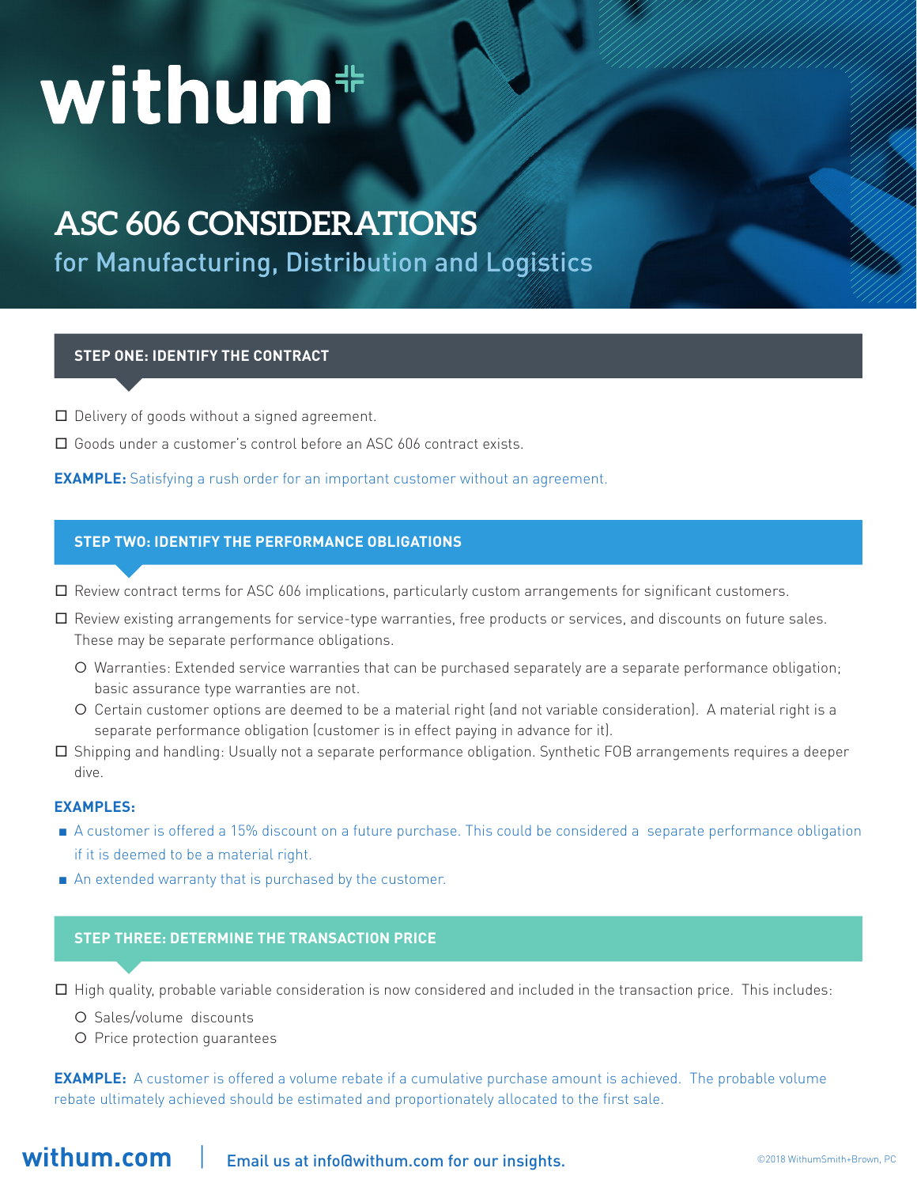# withum

# ASC 606 CONSIDERATIONS

## for Manufacturing, Distribution and Logistics

### STEP ONE: IDENTIFY THE CONTRACT

- ☐ Delivery of goods without a signed agreement.
- ☐ Goods under a customer's control before an ASC 606 contract exists.

**EXAMPLE:** Satisfying a rush order for an important customer without an agreement.

### STEP TWO: IDENTIFY THE PERFORMANCE OBLIGATIONS

- ☐ Review contract terms for ASC 606 implications, particularly custom arrangements for significant customers.
- ☐ Review existing arrangements for service-type warranties, free products or services, and discounts on future sales. These may be separate performance obligations.
  - Warranties: Extended service warranties that can be purchased separately are a separate performance obligation; basic assurance type warranties are not.
  - Certain customer options are deemed to be a material right (and not variable consideration). A material right is a separate performance obligation (customer is in effect paying in advance for it).
- ☐ Shipping and handling: Usually not a separate performance obligation. Synthetic FOB arrangements requires a deeper dive.

**EXAMPLES:**

- A customer is offered a 15% discount on a future purchase. This could be considered a separate performance obligation if it is deemed to be a material right.
- An extended warranty that is purchased by the customer.

### STEP THREE: DETERMINE THE TRANSACTION PRICE

- ☐ High quality, probable variable consideration is now considered and included in the transaction price. This includes:
  - Sales/volume discounts
  - Price protection guarantees

**EXAMPLE:** A customer is offered a volume rebate if a cumulative purchase amount is achieved. The probable volume rebate ultimately achieved should be estimated and proportionately allocated to the first sale.

withum.com | Email us at info@withum.com for our insights.

©2018 WithumSmith+Brown, PC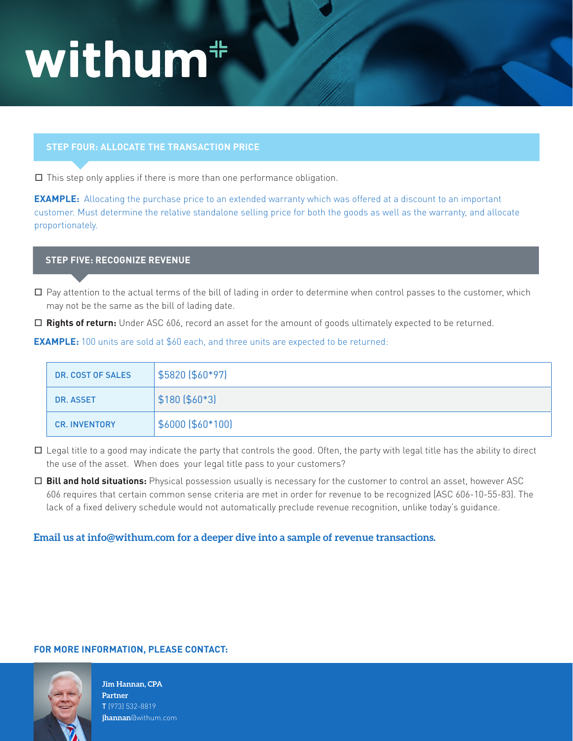## STEP FOUR: ALLOCATE THE TRANSACTION PRICE

- ☐ This step only applies if there is more than one performance obligation.

**EXAMPLE:** Allocating the purchase price to an extended warranty which was offered at a discount to an important customer. Must determine the relative standalone selling price for both the goods as well as the warranty, and allocate proportionately.

## STEP FIVE: RECOGNIZE REVENUE

- ☐ Pay attention to the actual terms of the bill of lading in order to determine when control passes to the customer, which may not be the same as the bill of lading date.
- ☐ **Rights of return:** Under ASC 606, record an asset for the amount of goods ultimately expected to be returned.

**EXAMPLE:** 100 units are sold at $60 each, and three units are expected to be returned:

| | |
|---|---|
| DR. COST OF SALES | $5820 ($60*97) |
| DR. ASSET | $180 ($60*3) |
| CR. INVENTORY | $6000 ($60*100) |

- ☐ Legal title to a good may indicate the party that controls the good. Often, the party with legal title has the ability to direct the use of the asset. When does your legal title pass to your customers?
- ☐ **Bill and hold situations:** Physical possession usually is necessary for the customer to control an asset, however ASC 606 requires that certain common sense criteria are met in order for revenue to be recognized (ASC 606-10-55-83). The lack of a fixed delivery schedule would not automatically preclude revenue recognition, unlike today's guidance.

**Email us at info@withum.com for a deeper dive into a sample of revenue transactions.**

**FOR MORE INFORMATION, PLEASE CONTACT:**

**Jim Hannan, CPA**
**Partner**
**T** (973) 532-8819
**jhannan**@withum.com